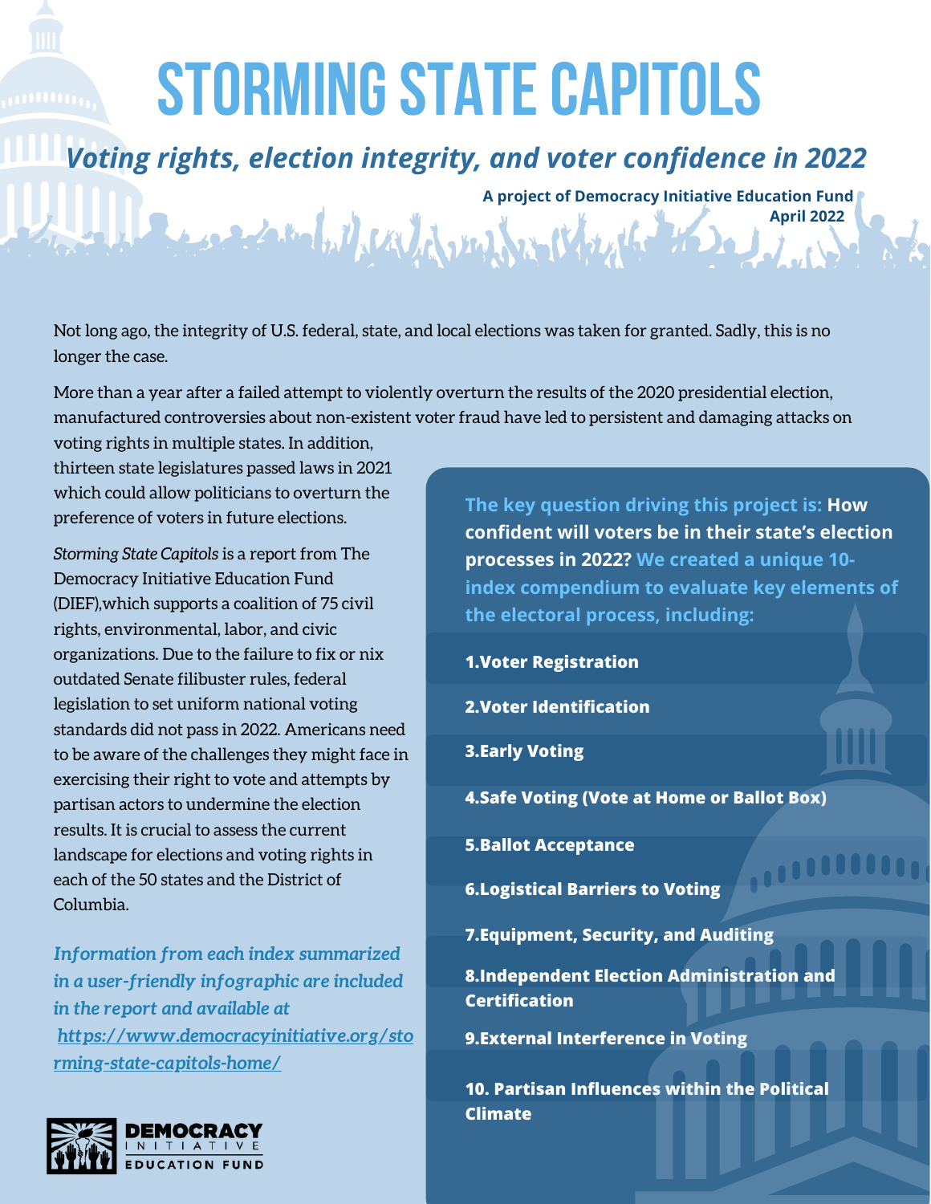# STORMING STATE CAPITOLS

## *Voting rights, election integrity, and voter confidence in 2022*

**A project of Democracy Initiative Education Fund**
**April 2022**

Not long ago, the integrity of U.S. federal, state, and local elections was taken for granted. Sadly, this is no longer the case.

More than a year after a failed attempt to violently overturn the results of the 2020 presidential election, manufactured controversies about non-existent voter fraud have led to persistent and damaging attacks on voting rights in multiple states. In addition, thirteen state legislatures passed laws in 2021 which could allow politicians to overturn the preference of voters in future elections.

*Storming State Capitols* is a report from The Democracy Initiative Education Fund (DIEF),which supports a coalition of 75 civil rights, environmental, labor, and civic organizations. Due to the failure to fix or nix outdated Senate filibuster rules, federal legislation to set uniform national voting standards did not pass in 2022. Americans need to be aware of the challenges they might face in exercising their right to vote and attempts by partisan actors to undermine the election results. It is crucial to assess the current landscape for elections and voting rights in each of the 50 states and the District of Columbia.

***Information from each index summarized in a user-friendly infographic are included in the report and available at [https://www.democracyinitiative.org/storming-state-capitols-home/](https://www.democracyinitiative.org/storming-state-capitols-home/)***

**The key question driving this project is: How confident will voters be in their state's election processes in 2022? We created a unique 10-index compendium to evaluate key elements of the electoral process, including:**

1. **Voter Registration**
2. **Voter Identification**
3. **Early Voting**
4. **Safe Voting (Vote at Home or Ballot Box)**
5. **Ballot Acceptance**
6. **Logistical Barriers to Voting**
7. **Equipment, Security, and Auditing**
8. **Independent Election Administration and Certification**
9. **External Interference in Voting**
10. **Partisan Influences within the Political Climate**

DEMOCRACY INITIATIVE EDUCATION FUND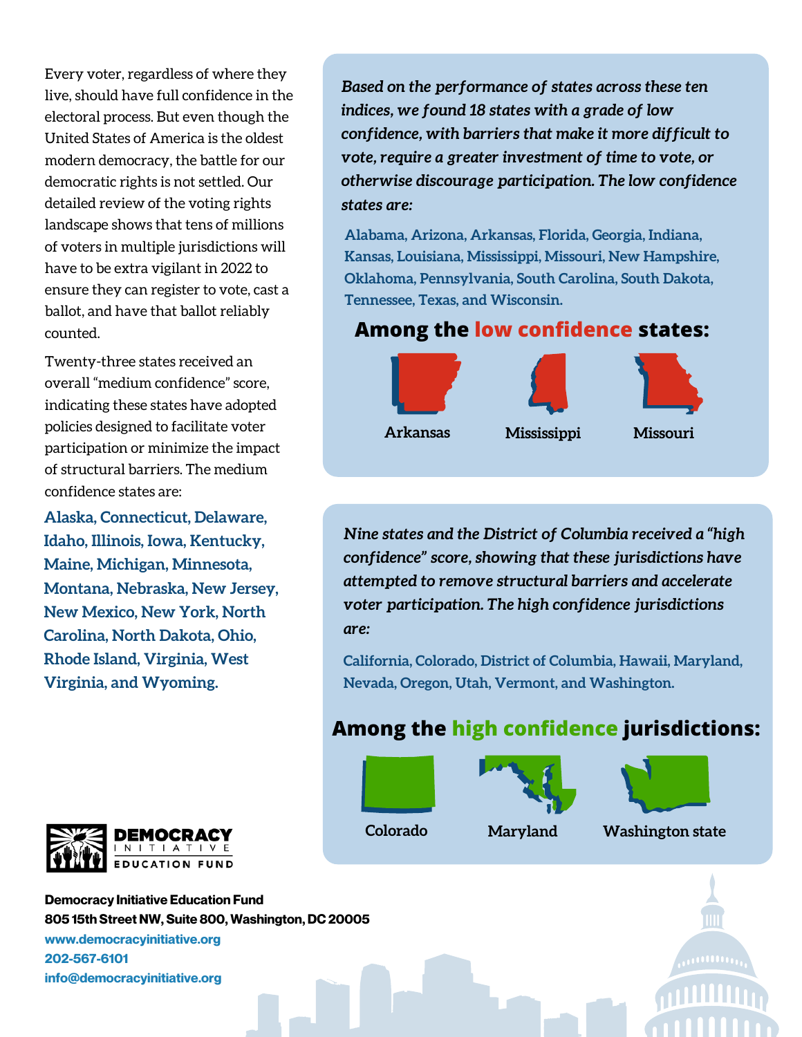Every voter, regardless of where they live, should have full confidence in the electoral process. But even though the United States of America is the oldest modern democracy, the battle for our democratic rights is not settled. Our detailed review of the voting rights landscape shows that tens of millions of voters in multiple jurisdictions will have to be extra vigilant in 2022 to ensure they can register to vote, cast a ballot, and have that ballot reliably counted.

Twenty-three states received an overall "medium confidence" score, indicating these states have adopted policies designed to facilitate voter participation or minimize the impact of structural barriers. The medium confidence states are:

**Alaska, Connecticut, Delaware, Idaho, Illinois, Iowa, Kentucky, Maine, Michigan, Minnesota, Montana, Nebraska, New Jersey, New Mexico, New York, North Carolina, North Dakota, Ohio, Rhode Island, Virginia, West Virginia, and Wyoming.**

*Based on the performance of states across these ten indices, we found 18 states with a grade of low confidence, with barriers that make it more difficult to vote, require a greater investment of time to vote, or otherwise discourage participation. The low confidence states are:*

**Alabama, Arizona, Arkansas, Florida, Georgia, Indiana, Kansas, Louisiana, Mississippi, Missouri, New Hampshire, Oklahoma, Pennsylvania, South Carolina, South Dakota, Tennessee, Texas, and Wisconsin.**

## Among the low confidence states:

Arkansas

Mississippi

Missouri

*Nine states and the District of Columbia received a "high confidence" score, showing that these jurisdictions have attempted to remove structural barriers and accelerate voter participation. The high confidence jurisdictions are:*

**California, Colorado, District of Columbia, Hawaii, Maryland, Nevada, Oregon, Utah, Vermont, and Washington.**

## Among the high confidence jurisdictions:

Colorado

Maryland

Washington state

DEMOCRACY INITIATIVE EDUCATION FUND

**Democracy Initiative Education Fund**
**805 15th Street NW, Suite 800, Washington, DC 20005**
www.democracyinitiative.org
202-567-6101
info@democracyinitiative.org